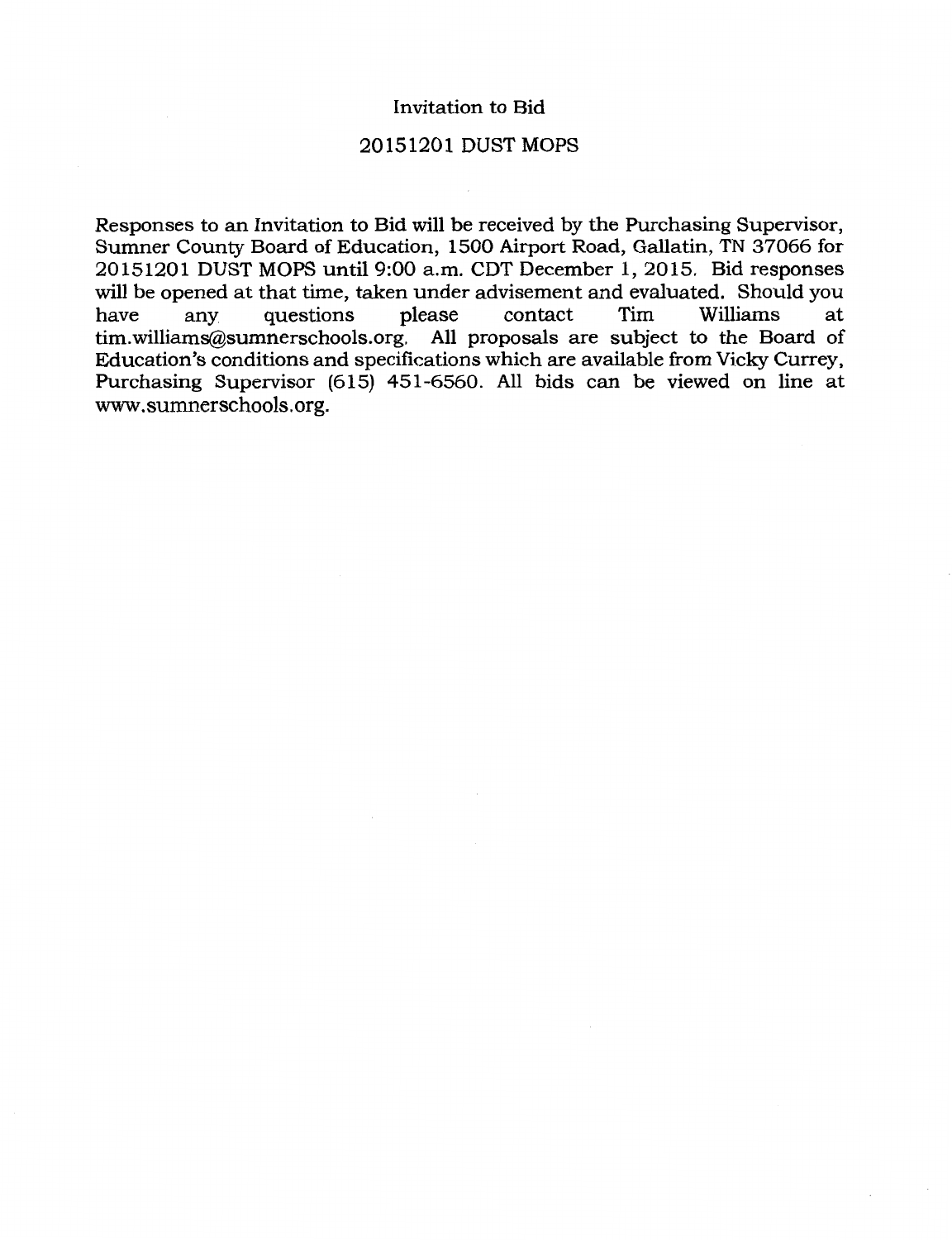# Invitation to Bid

## 20151201 DUST MOPS

Responses to an Invitation to Bid will be received by the Purchasing Supervisor, Sumner County Board of Education, 1500 Airport Road, Gallatin, TN 37066 for 20151201 DUST MOPS until 9:00 a.m. CDT December 1, 2015. Bid responses will be opened at that time, taken under advisement and evaluated. Should you have any questions please contact Tim Williams at tim.williams@sumnerschools.org. All proposals are subject to the Board of Education's conditions and specifications which are available from Vicky Currey, Purchasing Supervisor (615) 451-6560. All bids can be viewed on line at www.sumnerschools.org.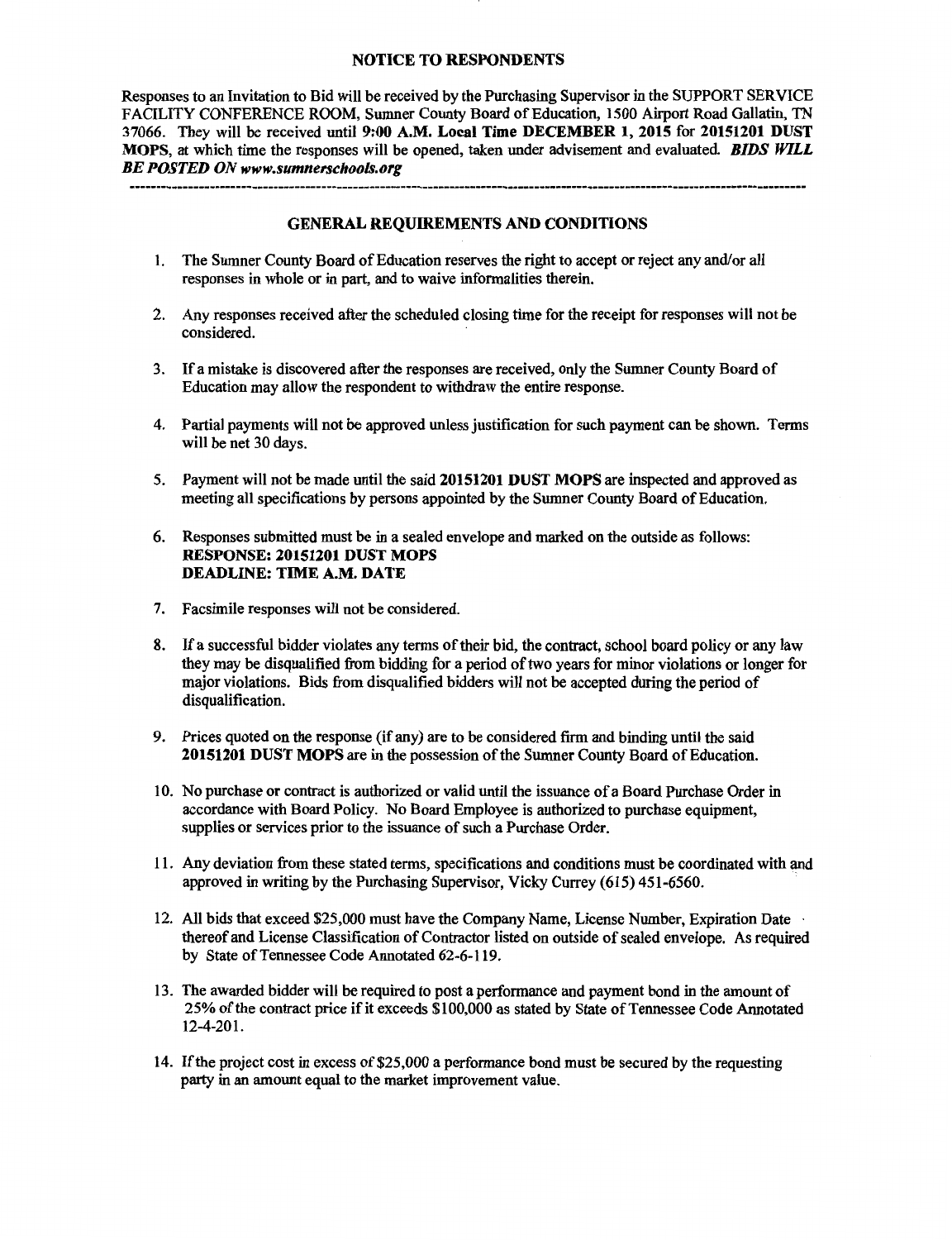## NOTICE TO RESPONDENTS

Responses to an Invitation to Bid will be received by the Purchasing Supervisor in the SUPPORT SERVICE FACILITY CONFERENCE ROOM, Sumner County Board of Education, 1500 Airport Road Gallatin, TN 37066. They will be received until **9:00 A.M. Local Time DECEMBER 1, 2015** for **20151201 DUST MOPS**, at which time the responses will be opened, taken under advisement and evaluated. ***BIDS WILL BE POSTED ON www.sumnerschools.org***

---

## GENERAL REQUIREMENTS AND CONDITIONS

1. The Sumner County Board of Education reserves the right to accept or reject any and/or all responses in whole or in part, and to waive informalities therein.

2. Any responses received after the scheduled closing time for the receipt for responses will not be considered.

3. If a mistake is discovered after the responses are received, only the Sumner County Board of Education may allow the respondent to withdraw the entire response.

4. Partial payments will not be approved unless justification for such payment can be shown. Terms will be net 30 days.

5. Payment will not be made until the said **20151201 DUST MOPS** are inspected and approved as meeting all specifications by persons appointed by the Sumner County Board of Education.

6. Responses submitted must be in a sealed envelope and marked on the outside as follows:
   **RESPONSE: 20151201 DUST MOPS**
   **DEADLINE: TIME A.M. DATE**

7. Facsimile responses will not be considered.

8. If a successful bidder violates any terms of their bid, the contract, school board policy or any law they may be disqualified from bidding for a period of two years for minor violations or longer for major violations. Bids from disqualified bidders will not be accepted during the period of disqualification.

9. Prices quoted on the response (if any) are to be considered firm and binding until the said **20151201 DUST MOPS** are in the possession of the Sumner County Board of Education.

10. No purchase or contract is authorized or valid until the issuance of a Board Purchase Order in accordance with Board Policy. No Board Employee is authorized to purchase equipment, supplies or services prior to the issuance of such a Purchase Order.

11. Any deviation from these stated terms, specifications and conditions must be coordinated with and approved in writing by the Purchasing Supervisor, Vicky Currey (615) 451-6560.

12. All bids that exceed $25,000 must have the Company Name, License Number, Expiration Date thereof and License Classification of Contractor listed on outside of sealed envelope. As required by State of Tennessee Code Annotated 62-6-119.

13. The awarded bidder will be required to post a performance and payment bond in the amount of 25% of the contract price if it exceeds $100,000 as stated by State of Tennessee Code Annotated 12-4-201.

14. If the project cost in excess of $25,000 a performance bond must be secured by the requesting party in an amount equal to the market improvement value.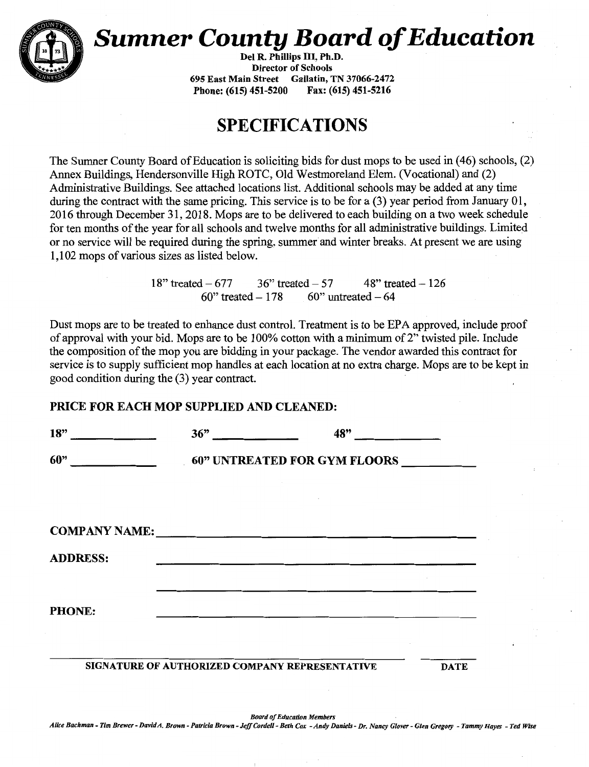# Sumner County Board of Education

**Del R. Phillips III, Ph.D.**
**Director of Schools**
**695 East Main Street Gallatin, TN 37066-2472**
**Phone: (615) 451-5200 Fax: (615) 451-5216**

## SPECIFICATIONS

The Sumner County Board of Education is soliciting bids for dust mops to be used in (46) schools, (2) Annex Buildings, Hendersonville High ROTC, Old Westmoreland Elem. (Vocational) and (2) Administrative Buildings. See attached locations list. Additional schools may be added at any time during the contract with the same pricing. This service is to be for a (3) year period from January 01, 2016 through December 31, 2018. Mops are to be delivered to each building on a two week schedule for ten months of the year for all schools and twelve months for all administrative buildings. Limited or no service will be required during the spring, summer and winter breaks. At present we are using 1,102 mops of various sizes as listed below.

18" treated – 677    36" treated – 57    48" treated – 126
60" treated – 178    60" untreated – 64

Dust mops are to be treated to enhance dust control. Treatment is to be EPA approved, include proof of approval with your bid. Mops are to be 100% cotton with a minimum of 2" twisted pile. Include the composition of the mop you are bidding in your package. The vendor awarded this contract for service is to supply sufficient mop handles at each location at no extra charge. Mops are to be kept in good condition during the (3) year contract.

**PRICE FOR EACH MOP SUPPLIED AND CLEANED:**

**18"** ____________ **36"** ____________ **48"** ____________

**60"** ____________ **60" UNTREATED FOR GYM FLOORS** ____________

**COMPANY NAME:** ________________________________________

**ADDRESS:** ________________________________________

________________________________________

**PHONE:** ________________________________________

________________________________________ ________

**SIGNATURE OF AUTHORIZED COMPANY REPRESENTATIVE** **DATE**

*Board of Education Members*
*Alice Bachman - Tim Brewer - David A. Brown - Patricia Brown - Jeff Cordell - Beth Cox - Andy Daniels - Dr. Nancy Glover - Glen Gregory - Tammy Hayes - Ted Wise*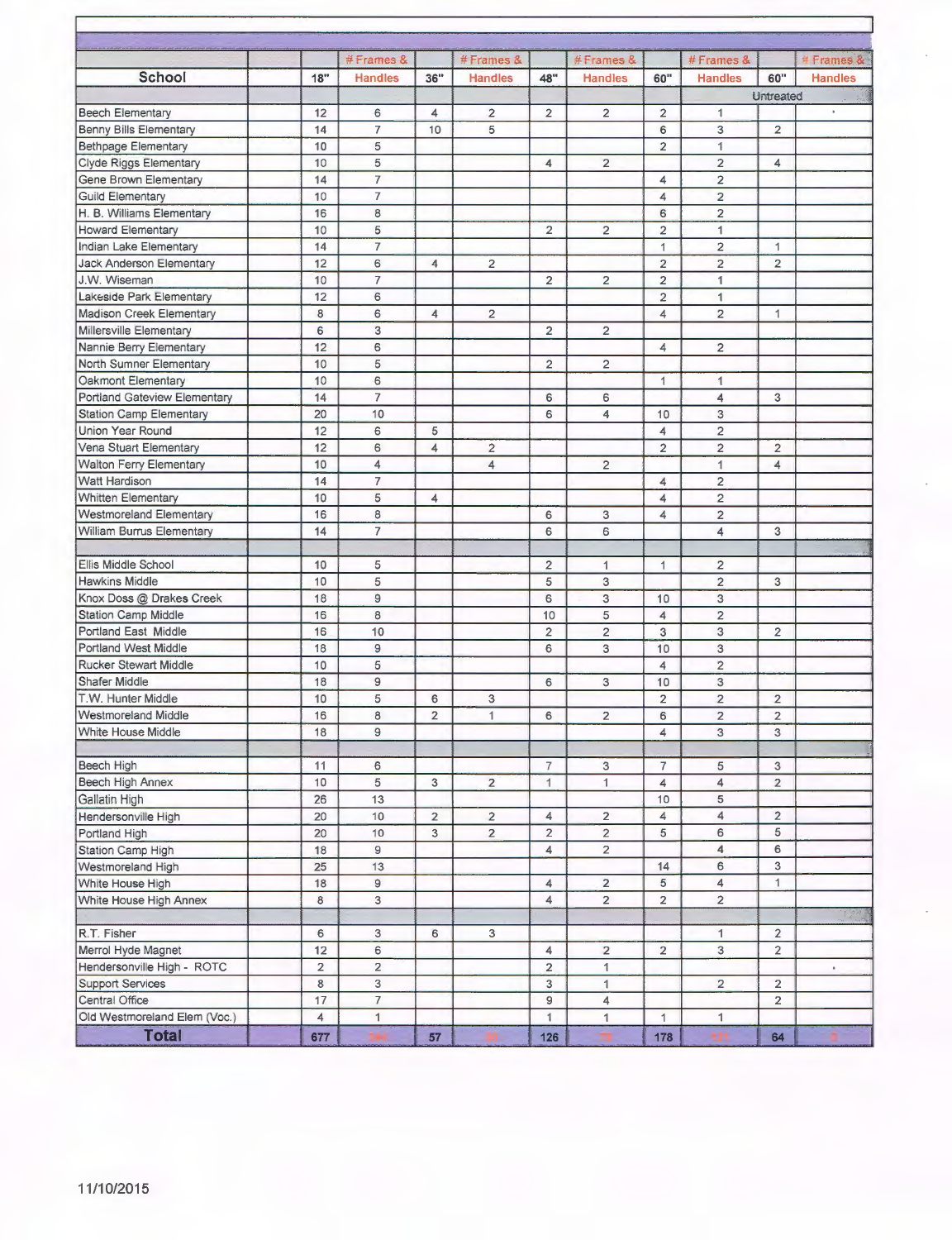| School | | 18" | # Frames & Handles | 36" | # Frames & Handles | 48" | # Frames & Handles | 60" | # Frames & Handles | 60" | # Frames & Handles |
|---|---|---|---|---|---|---|---|---|---|---|---|
| | | | | | | | | | | Untreated | |
| Beech Elementary | | 12 | 6 | 4 | 2 | 2 | 2 | 2 | 1 | | |
| Benny Bills Elementary | | 14 | 7 | 10 | 5 | | | 6 | 3 | 2 | |
| Bethpage Elementary | | 10 | 5 | | | | | 2 | 1 | | |
| Clyde Riggs Elementary | | 10 | 5 | | | 4 | 2 | | 2 | 4 | |
| Gene Brown Elementary | | 14 | 7 | | | | | 4 | 2 | | |
| Guild Elementary | | 10 | 7 | | | | | 4 | 2 | | |
| H. B. Williams Elementary | | 16 | 8 | | | | | 6 | 2 | | |
| Howard Elementary | | 10 | 5 | | | 2 | 2 | 2 | 1 | | |
| Indian Lake Elementary | | 14 | 7 | | | | | 1 | 2 | 1 | |
| Jack Anderson Elementary | | 12 | 6 | 4 | 2 | | | 2 | 2 | 2 | |
| J.W. Wiseman | | 10 | 7 | | | 2 | 2 | 2 | 1 | | |
| Lakeside Park Elementary | | 12 | 6 | | | | | 2 | 1 | | |
| Madison Creek Elementary | | 8 | 6 | 4 | 2 | | | 4 | 2 | 1 | |
| Millersville Elementary | | 6 | 3 | | | 2 | 2 | | | | |
| Nannie Berry Elementary | | 12 | 6 | | | | | 4 | 2 | | |
| North Sumner Elementary | | 10 | 5 | | | 2 | 2 | | | | |
| Oakmont Elementary | | 10 | 6 | | | | | 1 | 1 | | |
| Portland Gateview Elementary | | 14 | 7 | | | 6 | 6 | | 4 | 3 | |
| Station Camp Elementary | | 20 | 10 | | | 6 | 4 | 10 | 3 | | |
| Union Year Round | | 12 | 6 | 5 | | | | 4 | 2 | | |
| Vena Stuart Elementary | | 12 | 6 | 4 | 2 | | | 2 | 2 | 2 | |
| Walton Ferry Elementary | | 10 | 4 | | 4 | | 2 | | 1 | 4 | |
| Watt Hardison | | 14 | 7 | | | | | 4 | 2 | | |
| Whitten Elementary | | 10 | 5 | 4 | | | | 4 | 2 | | |
| Westmoreland Elementary | | 16 | 8 | | | 6 | 3 | 4 | 2 | | |
| William Burrus Elementary | | 14 | 7 | | | 6 | 6 | | 4 | 3 | |
| | | | | | | | | | | | |
| Ellis Middle School | | 10 | 5 | | | 2 | 1 | 1 | 2 | | |
| Hawkins Middle | | 10 | 5 | | | 5 | 3 | | 2 | 3 | |
| Knox Doss @ Drakes Creek | | 18 | 9 | | | 6 | 3 | 10 | 3 | | |
| Station Camp Middle | | 16 | 8 | | | 10 | 5 | 4 | 2 | | |
| Portland East Middle | | 16 | 10 | | | 2 | 2 | 3 | 3 | 2 | |
| Portland West Middle | | 18 | 9 | | | 6 | 3 | 10 | 3 | | |
| Rucker Stewart Middle | | 10 | 5 | | | | | 4 | 2 | | |
| Shafer Middle | | 18 | 9 | | | 6 | 3 | 10 | 3 | | |
| T.W. Hunter Middle | | 10 | 5 | 6 | 3 | | | 2 | 2 | 2 | |
| Westmoreland Middle | | 16 | 8 | 2 | 1 | 6 | 2 | 6 | 2 | 2 | |
| White House Middle | | 18 | 9 | | | | | 4 | 3 | 3 | |
| | | | | | | | | | | | |
| Beech High | | 11 | 6 | | | 7 | 3 | 7 | 5 | 3 | |
| Beech High Annex | | 10 | 5 | 3 | 2 | 1 | 1 | 4 | 4 | 2 | |
| Gallatin High | | 26 | 13 | | | | | 10 | 5 | | |
| Hendersonville High | | 20 | 10 | 2 | 2 | 4 | 2 | 4 | 4 | 2 | |
| Portland High | | 20 | 10 | 3 | 2 | 2 | 2 | 5 | 6 | 5 | |
| Station Camp High | | 18 | 9 | | | 4 | 2 | | 4 | 6 | |
| Westmoreland High | | 25 | 13 | | | | | 14 | 6 | 3 | |
| White House High | | 18 | 9 | | | 4 | 2 | 5 | 4 | 1 | |
| White House High Annex | | 8 | 3 | | | 4 | 2 | 2 | 2 | | |
| | | | | | | | | | | | |
| R.T. Fisher | | 6 | 3 | 6 | 3 | | | | 1 | 2 | |
| Merrol Hyde Magnet | | 12 | 6 | | | 4 | 2 | 2 | 3 | 2 | |
| Hendersonville High - ROTC | | 2 | 2 | | | 2 | 1 | | | | |
| Support Services | | 8 | 3 | | | 3 | 1 | | 2 | 2 | |
| Central Office | | 17 | 7 | | | 9 | 4 | | | 2 | |
| Old Westmoreland Elem (Voc.) | | 4 | 1 | | | 1 | 1 | 1 | 1 | | |
| **Total** | | 677 | | 57 | | 126 | | 178 | | 64 | |

11/10/2015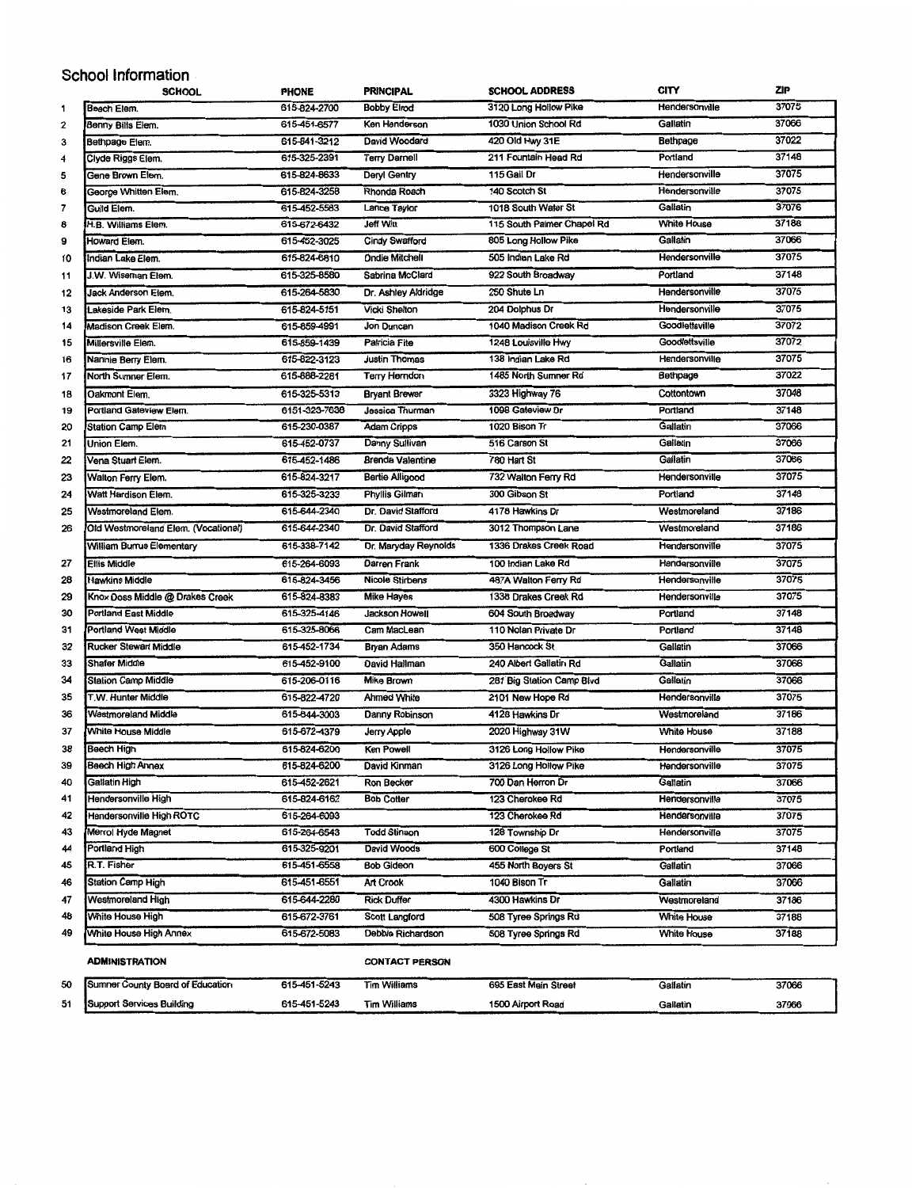## School Information

| | SCHOOL | PHONE | PRINCIPAL | SCHOOL ADDRESS | CITY | ZIP |
|---|---|---|---|---|---|---|
| 1 | Beech Elem. | 615-824-2700 | Bobby Elrod | 3120 Long Hollow Pike | Hendersonville | 37075 |
| 2 | Benny Bills Elem. | 615-451-6577 | Ken Henderson | 1030 Union School Rd | Gallatin | 37066 |
| 3 | Bethpage Elem. | 615-841-3212 | David Woodard | 420 Old Hwy 31E | Bethpage | 37022 |
| 4 | Clyde Riggs Elem. | 615-325-2391 | Terry Darnell | 211 Fountain Head Rd | Portland | 37148 |
| 5 | Gene Brown Elem. | 615-824-8633 | Deryl Gentry | 115 Gail Dr | Hendersonville | 37075 |
| 6 | George Whitten Elem. | 615-824-3258 | Rhonda Roach | 140 Scotch St | Hendersonville | 37075 |
| 7 | Guild Elem. | 615-452-5583 | Lance Taylor | 1018 South Water St | Gallatin | 37076 |
| 8 | H.B. Williams Elem. | 615-672-6432 | Jeff Witt | 115 South Palmer Chapel Rd | White House | 37188 |
| 9 | Howard Elem. | 615-452-3025 | Cindy Swafford | 805 Long Hollow Pike | Gallatin | 37066 |
| 10 | Indian Lake Elem. | 615-824-6810 | Ondie Mitchell | 505 Indian Lake Rd | Hendersonville | 37075 |
| 11 | J.W. Wiseman Elem. | 615-325-8580 | Sabrina McClard | 922 South Broadway | Portland | 37148 |
| 12 | Jack Anderson Elem. | 615-264-5830 | Dr. Ashley Aldridge | 250 Shute Ln | Hendersonville | 37075 |
| 13 | Lakeside Park Elem. | 615-824-5151 | Vicki Shelton | 204 Dolphus Dr | Hendersonville | 37075 |
| 14 | Madison Creek Elem. | 615-859-4991 | Jon Duncan | 1040 Madison Creek Rd | Goodlettsville | 37072 |
| 15 | Millersville Elem. | 615-859-1439 | Patricia Fite | 1248 Louisville Hwy | Goodlettsville | 37072 |
| 16 | Nannie Berry Elem. | 615-822-3123 | Justin Thomas | 138 Indian Lake Rd | Hendersonville | 37075 |
| 17 | North Sumner Elem. | 615-888-2281 | Terry Herndon | 1485 North Sumner Rd | Bethpage | 37022 |
| 18 | Oakmont Elem. | 615-325-5313 | Bryant Brewer | 3323 Highway 76 | Cottontown | 37048 |
| 19 | Portland Gateview Elem. | 6151-323-7638 | Jessica Thurman | 1098 Gateview Dr | Portland | 37148 |
| 20 | Station Camp Elem | 615-230-0387 | Adam Cripps | 1020 Bison Tr | Gallatin | 37066 |
| 21 | Union Elem. | 615-452-0737 | Danny Sullivan | 516 Carson St | Gallatin | 37066 |
| 22 | Vena Stuart Elem. | 615-452-1486 | Brenda Valentine | 780 Hart St | Gallatin | 37066 |
| 23 | Walton Ferry Elem. | 615-824-3217 | Bertie Alligood | 732 Walton Ferry Rd | Hendersonville | 37075 |
| 24 | Watt Hardison Elem. | 615-325-3233 | Phyllis Gilman | 300 Gibson St | Portland | 37148 |
| 25 | Westmoreland Elem. | 615-644-2340 | Dr. David Stafford | 4178 Hawkins Dr | Westmoreland | 37186 |
| 26 | Old Westmoreland Elem. (Vocational) | 615-644-2340 | Dr. David Stafford | 3012 Thompson Lane | Westmoreland | 37186 |
| | William Burrus Elementary | 615-338-7142 | Dr. Maryday Reynolds | 1336 Drakes Creek Road | Hendersonville | 37075 |
| 27 | Ellis Middle | 615-264-6093 | Darren Frank | 100 Indian Lake Rd | Hendersonville | 37075 |
| 28 | Hawkins Middle | 615-824-3456 | Nicole Stirbens | 487A Walton Ferry Rd | Hendersonville | 37075 |
| 29 | Knox Doss Middle @ Drakes Creek | 615-824-8383 | Mike Hayes | 1338 Drakes Creek Rd | Hendersonville | 37075 |
| 30 | Portland East Middle | 615-325-4146 | Jackson Howell | 604 South Broadway | Portland | 37148 |
| 31 | Portland West Middle | 615-325-8066 | Cam MacLean | 110 Nolan Private Dr | Portland | 37148 |
| 32 | Rucker Stewart Middle | 615-452-1734 | Bryan Adams | 350 Hancock St | Gallatin | 37066 |
| 33 | Shafer Middle | 615-452-9100 | David Hallman | 240 Albert Gallatin Rd | Gallatin | 37066 |
| 34 | Station Camp Middle | 615-206-0116 | Mike Brown | 281 Big Station Camp Blvd | Gallatin | 37066 |
| 35 | T.W. Hunter Middle | 615-822-4720 | Ahmed White | 2101 New Hope Rd | Hendersonville | 37075 |
| 36 | Westmoreland Middle | 615-644-3003 | Danny Robinson | 4128 Hawkins Dr | Westmoreland | 37186 |
| 37 | White House Middle | 615-672-4379 | Jerry Apple | 2020 Highway 31W | White House | 37188 |
| 38 | Beech High | 615-824-6200 | Ken Powell | 3126 Long Hollow Pike | Hendersonville | 37075 |
| 39 | Beech High Annex | 615-824-6200 | David Kinman | 3126 Long Hollow Pike | Hendersonville | 37075 |
| 40 | Gallatin High | 615-452-2621 | Ron Becker | 700 Dan Herron Dr | Gallatin | 37066 |
| 41 | Hendersonville High | 615-824-6162 | Bob Cotter | 123 Cherokee Rd | Hendersonville | 37075 |
| 42 | Hendersonville High ROTC | 615-264-6093 | | 123 Cherokee Rd | Hendersonville | 37075 |
| 43 | Merrol Hyde Magnet | 615-264-6543 | Todd Stinson | 128 Township Dr | Hendersonville | 37075 |
| 44 | Portland High | 615-325-9201 | David Woods | 600 College St | Portland | 37148 |
| 45 | R.T. Fisher | 615-451-6558 | Bob Gideon | 455 North Boyers St | Gallatin | 37066 |
| 46 | Station Camp High | 615-451-6551 | Art Crook | 1040 Bison Tr | Gallatin | 37066 |
| 47 | Westmoreland High | 615-644-2280 | Rick Duffer | 4300 Hawkins Dr | Westmoreland | 37186 |
| 48 | White House High | 615-672-3761 | Scott Langford | 508 Tyree Springs Rd | White House | 37188 |
| 49 | White House High Annex | 615-672-5083 | Debbie Richardson | 508 Tyree Springs Rd | White House | 37188 |

| | ADMINISTRATION | | CONTACT PERSON | | | |
|---|---|---|---|---|---|---|
| 50 | Sumner County Board of Education | 615-451-5243 | Tim Williams | 695 East Main Street | Gallatin | 37066 |
| 51 | Support Services Building | 615-451-5243 | Tim Williams | 1500 Airport Road | Gallatin | 37066 |